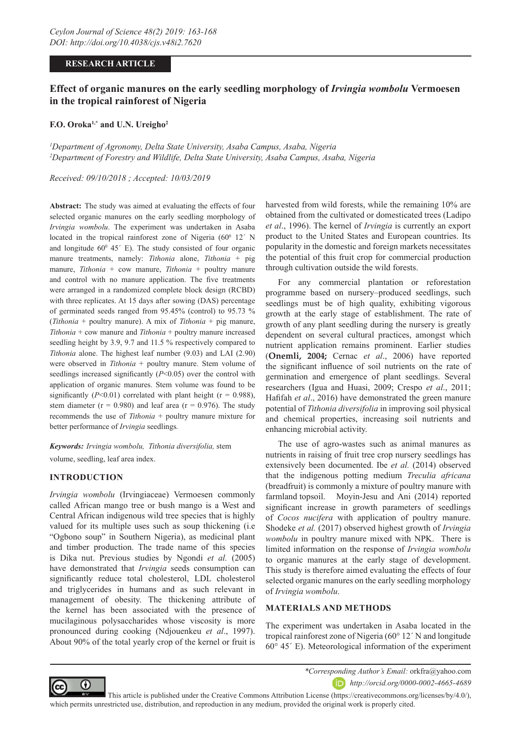RESEARCH ARTICLE

# Effect of organic manures on the early seedling morphology of *Irvingia wombolu* Vermoesen in the tropical rainforest of Nigeria

**F.O. Oroka[1,*] and U.N. Ureigho[2]**

[1]*Department of Agronomy, Delta State University, Asaba Campus, Asaba, Nigeria*
[2]*Department of Forestry and Wildlife, Delta State University, Asaba Campus, Asaba, Nigeria*

*Received: 09/10/2018 ; Accepted: 10/03/2019*

**Abstract:** The study was aimed at evaluating the effects of four selected organic manures on the early seedling morphology of *Irvingia wombolu*. The experiment was undertaken in Asaba located in the tropical rainforest zone of Nigeria ($60^0$ 12´ N and longitude $60^0$ 45´ E). The study consisted of four organic manure treatments, namely: *Tithonia* alone, *Tithonia* + pig manure, *Tithonia* + cow manure, *Tithonia* + poultry manure and control with no manure application. The five treatments were arranged in a randomized complete block design (RCBD) with three replicates. At 15 days after sowing (DAS) percentage of germinated seeds ranged from 95.45% (control) to 95.73 % (*Tithonia* + poultry manure). A mix of *Tithonia* + pig manure, *Tithonia* + cow manure and *Tithonia* + poultry manure increased seedling height by 3.9, 9.7 and 11.5 % respectively compared to *Tithonia* alone. The highest leaf number (9.03) and LAI (2.90) were observed in *Tithonia* + poultry manure. Stem volume of seedlings increased significantly ($P<0.05$) over the control with application of organic manures. Stem volume was found to be significantly ($P<0.01$) correlated with plant height ($r = 0.988$), stem diameter ($r = 0.980$) and leaf area ($r = 0.976$). The study recommends the use of *Tithonia* + poultry manure mixture for better performance of *Irvingia* seedlings.

***Keywords:*** *Irvingia wombolu, Tithonia diversifolia,* stem volume, seedling, leaf area index.

## INTRODUCTION

*Irvingia wombolu* (Irvingiaceae) Vermoesen commonly called African mango tree or bush mango is a West and Central African indigenous wild tree species that is highly valued for its multiple uses such as soup thickening (i.e "Ogbono soup" in Southern Nigeria), as medicinal plant and timber production. The trade name of this species is Dika nut. Previous studies by Ngondi *et al.* (2005) have demonstrated that *Irvingia* seeds consumption can significantly reduce total cholesterol, LDL cholesterol and triglycerides in humans and as such relevant in management of obesity. The thickening attribute of the kernel has been associated with the presence of mucilaginous polysaccharides whose viscosity is more pronounced during cooking (Ndjouenkeu *et al*., 1997). About 90% of the total yearly crop of the kernel or fruit is harvested from wild forests, while the remaining 10% are obtained from the cultivated or domesticated trees (Ladipo *et al*., 1996). The kernel of *Irvingia* is currently an export product to the United States and European countries. Its popularity in the domestic and foreign markets necessitates the potential of this fruit crop for commercial production through cultivation outside the wild forests.

For any commercial plantation or reforestation programme based on nursery–produced seedlings, such seedlings must be of high quality, exhibiting vigorous growth at the early stage of establishment. The rate of growth of any plant seedling during the nursery is greatly dependent on several cultural practices, amongst which nutrient application remains prominent. Earlier studies (**Onemli, 2004;** Cernac *et al*., 2006) have reported the significant influence of soil nutrients on the rate of germination and emergence of plant seedlings. Several researchers (Igua and Huasi, 2009; Crespo *et al*., 2011; Hafifah *et al*., 2016) have demonstrated the green manure potential of *Tithonia diversifolia* in improving soil physical and chemical properties, increasing soil nutrients and enhancing microbial activity.

The use of agro-wastes such as animal manures as nutrients in raising of fruit tree crop nursery seedlings has extensively been documented. Ibe *et al.* (2014) observed that the indigenous potting medium *Treculia africana* (breadfruit) is commonly a mixture of poultry manure with farmland topsoil. Moyin-Jesu and Ani (2014) reported significant increase in growth parameters of seedlings of *Cocos nucifera* with application of poultry manure. Shodeke *et al.* (2017) observed highest growth of *Irvingia wombolu* in poultry manure mixed with NPK. There is limited information on the response of *Irvingia wombolu* to organic manures at the early stage of development. This study is therefore aimed evaluating the effects of four selected organic manures on the early seedling morphology of *Irvingia wombolu*.

## MATERIALS AND METHODS

The experiment was undertaken in Asaba located in the tropical rainforest zone of Nigeria (60° 12´ N and longitude 60° 45´ E). Meteorological information of the experiment

*Corresponding Author's Email: orkfra@yahoo.com
http://orcid.org/0000-0002-4665-4689

This article is published under the Creative Commons Attribution License (https://creativecommons.org/licenses/by/4.0/), which permits unrestricted use, distribution, and reproduction in any medium, provided the original work is properly cited.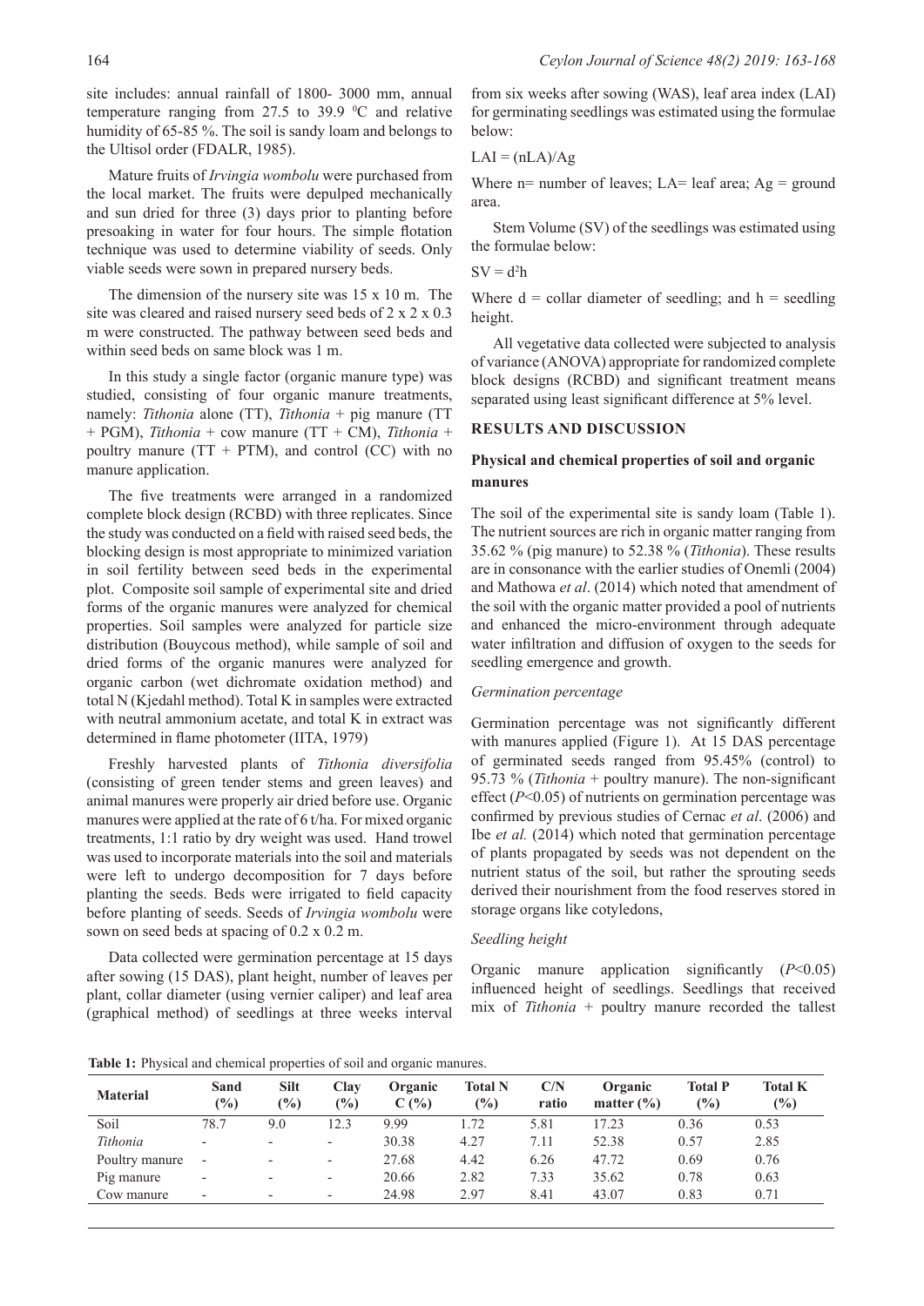site includes: annual rainfall of 1800- 3000 mm, annual temperature ranging from 27.5 to 39.9 $^{0}$C and relative humidity of 65-85 %. The soil is sandy loam and belongs to the Ultisol order (FDALR, 1985).

Mature fruits of *Irvingia wombolu* were purchased from the local market. The fruits were depulped mechanically and sun dried for three (3) days prior to planting before presoaking in water for four hours. The simple flotation technique was used to determine viability of seeds. Only viable seeds were sown in prepared nursery beds.

The dimension of the nursery site was 15 x 10 m. The site was cleared and raised nursery seed beds of 2 x 2 x 0.3 m were constructed. The pathway between seed beds and within seed beds on same block was 1 m.

In this study a single factor (organic manure type) was studied, consisting of four organic manure treatments, namely: *Tithonia* alone (TT), *Tithonia* + pig manure (TT + PGM), *Tithonia* + cow manure (TT + CM), *Tithonia* + poultry manure (TT + PTM), and control (CC) with no manure application.

The five treatments were arranged in a randomized complete block design (RCBD) with three replicates. Since the study was conducted on a field with raised seed beds, the blocking design is most appropriate to minimized variation in soil fertility between seed beds in the experimental plot. Composite soil sample of experimental site and dried forms of the organic manures were analyzed for chemical properties. Soil samples were analyzed for particle size distribution (Bouycous method), while sample of soil and dried forms of the organic manures were analyzed for organic carbon (wet dichromate oxidation method) and total N (Kjedahl method). Total K in samples were extracted with neutral ammonium acetate, and total K in extract was determined in flame photometer (IITA, 1979)

Freshly harvested plants of *Tithonia diversifolia* (consisting of green tender stems and green leaves) and animal manures were properly air dried before use. Organic manures were applied at the rate of 6 t/ha. For mixed organic treatments, 1:1 ratio by dry weight was used. Hand trowel was used to incorporate materials into the soil and materials were left to undergo decomposition for 7 days before planting the seeds. Beds were irrigated to field capacity before planting of seeds. Seeds of *Irvingia wombolu* were sown on seed beds at spacing of 0.2 x 0.2 m.

Data collected were germination percentage at 15 days after sowing (15 DAS), plant height, number of leaves per plant, collar diameter (using vernier caliper) and leaf area (graphical method) of seedlings at three weeks interval from six weeks after sowing (WAS), leaf area index (LAI) for germinating seedlings was estimated using the formulae below:

$$LAI = (nLA)/Ag$$

Where n= number of leaves; LA= leaf area; Ag = ground area.

Stem Volume (SV) of the seedlings was estimated using the formulae below:

$$SV = d^2h$$

Where d = collar diameter of seedling; and h = seedling height.

All vegetative data collected were subjected to analysis of variance (ANOVA) appropriate for randomized complete block designs (RCBD) and significant treatment means separated using least significant difference at 5% level.

## RESULTS AND DISCUSSION

### Physical and chemical properties of soil and organic manures

The soil of the experimental site is sandy loam (Table 1). The nutrient sources are rich in organic matter ranging from 35.62 % (pig manure) to 52.38 % (*Tithonia*). These results are in consonance with the earlier studies of Onemli (2004) and Mathowa *et al*. (2014) which noted that amendment of the soil with the organic matter provided a pool of nutrients and enhanced the micro-environment through adequate water infiltration and diffusion of oxygen to the seeds for seedling emergence and growth.

#### *Germination percentage*

Germination percentage was not significantly different with manures applied (Figure 1). At 15 DAS percentage of germinated seeds ranged from 95.45% (control) to 95.73 % (*Tithonia* + poultry manure). The non-significant effect ($P$<0.05) of nutrients on germination percentage was confirmed by previous studies of Cernac *et al*. (2006) and Ibe *et al.* (2014) which noted that germination percentage of plants propagated by seeds was not dependent on the nutrient status of the soil, but rather the sprouting seeds derived their nourishment from the food reserves stored in storage organs like cotyledons,

#### *Seedling height*

Organic manure application significantly ($P$<0.05) influenced height of seedlings. Seedlings that received mix of *Tithonia* + poultry manure recorded the tallest

**Table 1:** Physical and chemical properties of soil and organic manures.

| Material | Sand (%) | Silt (%) | Clay (%) | Organic C (%) | Total N (%) | C/N ratio | Organic matter (%) | Total P (%) | Total K (%) |
|---|---|---|---|---|---|---|---|---|---|
| Soil | 78.7 | 9.0 | 12.3 | 9.99 | 1.72 | 5.81 | 17.23 | 0.36 | 0.53 |
| *Tithonia* | - | - | - | 30.38 | 4.27 | 7.11 | 52.38 | 0.57 | 2.85 |
| Poultry manure | - | - | - | 27.68 | 4.42 | 6.26 | 47.72 | 0.69 | 0.76 |
| Pig manure | - | - | - | 20.66 | 2.82 | 7.33 | 35.62 | 0.78 | 0.63 |
| Cow manure | - | - | - | 24.98 | 2.97 | 8.41 | 43.07 | 0.83 | 0.71 |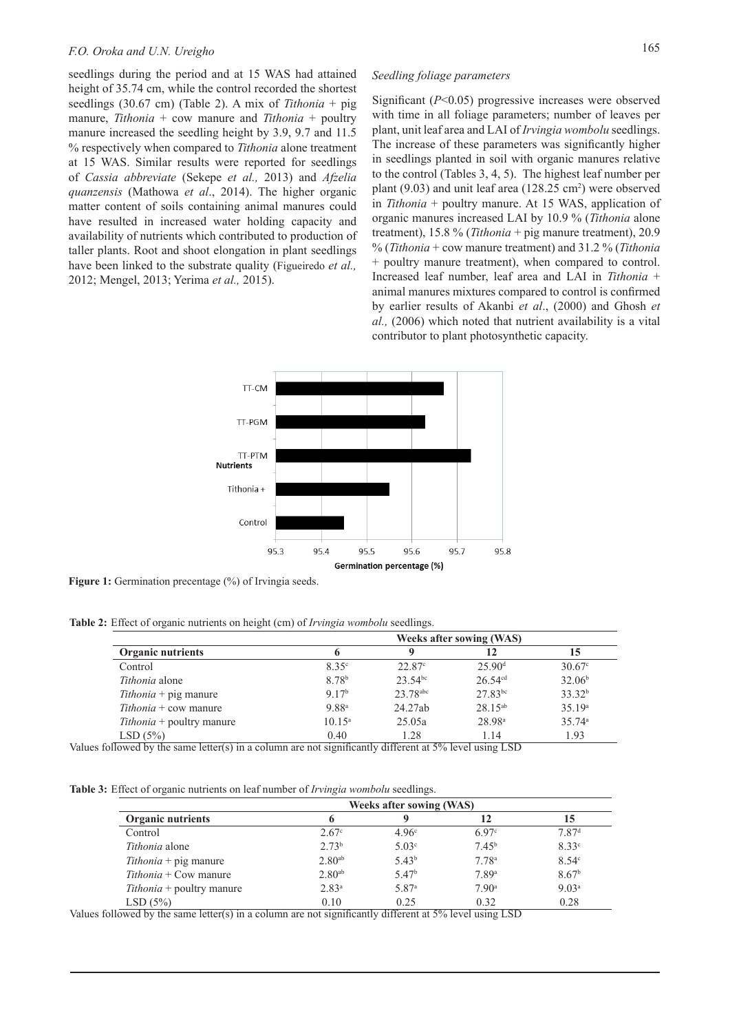seedlings during the period and at 15 WAS had attained height of 35.74 cm, while the control recorded the shortest seedlings (30.67 cm) (Table 2). A mix of *Tithonia* + pig manure, *Tithonia* + cow manure and *Tithonia* + poultry manure increased the seedling height by 3.9, 9.7 and 11.5 % respectively when compared to *Tithonia* alone treatment at 15 WAS. Similar results were reported for seedlings of *Cassia abbreviate* (Sekepe *et al.,* 2013) and *Afzelia quanzensis* (Mathowa *et al*., 2014). The higher organic matter content of soils containing animal manures could have resulted in increased water holding capacity and availability of nutrients which contributed to production of taller plants. Root and shoot elongation in plant seedlings have been linked to the substrate quality (Figueiredo *et al.,* 2012; Mengel, 2013; Yerima *et al.,* 2015).

*Seedling foliage parameters*

Significant ($P$<0.05) progressive increases were observed with time in all foliage parameters; number of leaves per plant, unit leaf area and LAI of *Irvingia wombolu* seedlings. The increase of these parameters was significantly higher in seedlings planted in soil with organic manures relative to the control (Tables 3, 4, 5). The highest leaf number per plant (9.03) and unit leaf area (128.25 $cm^2$) were observed in *Tithonia* + poultry manure. At 15 WAS, application of organic manures increased LAI by 10.9 % (*Tithonia* alone treatment), 15.8 % (*Tithonia* + pig manure treatment), 20.9 % (*Tithonia* + cow manure treatment) and 31.2 % (*Tithonia* + poultry manure treatment), when compared to control. Increased leaf number, leaf area and LAI in *Tithonia* + animal manures mixtures compared to control is confirmed by earlier results of Akanbi *et al*., (2000) and Ghosh *et al.,* (2006) which noted that nutrient availability is a vital contributor to plant photosynthetic capacity.

**Figure 1:** Germination precentage (%) of Irvingia seeds.

**Table 2:** Effect of organic nutrients on height (cm) of *Irvingia wombolu* seedlings.

| | Weeks after sowing (WAS) | | | |
|---|---|---|---|---|
| **Organic nutrients** | **6** | **9** | **12** | **15** |
| Control | 8.35[c] | 22.87[c] | 25.90[d] | 30.67[c] |
| *Tithonia* alone | 8.78[b] | 23.54[bc] | 26.54[cd] | 32.06[b] |
| *Tithonia* + pig manure | 9.17[b] | 23.78[abc] | 27.83[bc] | 33.32[b] |
| *Tithonia* + cow manure | 9.88[a] | 24.27ab | 28.15[ab] | 35.19[a] |
| *Tithonia* + poultry manure | 10.15[a] | 25.05a | 28.98[a] | 35.74[a] |
| LSD (5%) | 0.40 | 1.28 | 1.14 | 1.93 |

Values followed by the same letter(s) in a column are not significantly different at 5% level using LSD

**Table 3:** Effect of organic nutrients on leaf number of *Irvingia wombolu* seedlings.

| | Weeks after sowing (WAS) | | | |
|---|---|---|---|---|
| **Organic nutrients** | **6** | **9** | **12** | **15** |
| Control | 2.67[c] | 4.96[c] | 6.97[c] | 7.87[d] |
| *Tithonia* alone | 2.73[b] | 5.03[c] | 7.45[b] | 8.33[c] |
| *Tithonia* + pig manure | 2.80[ab] | 5.43[b] | 7.78[a] | 8.54[c] |
| *Tithonia* + Cow manure | 2.80[ab] | 5.47[b] | 7.89[a] | 8.67[b] |
| *Tithonia* + poultry manure | 2.83[a] | 5.87[a] | 7.90[a] | 9.03[a] |
| LSD (5%) | 0.10 | 0.25 | 0.32 | 0.28 |

Values followed by the same letter(s) in a column are not significantly different at 5% level using LSD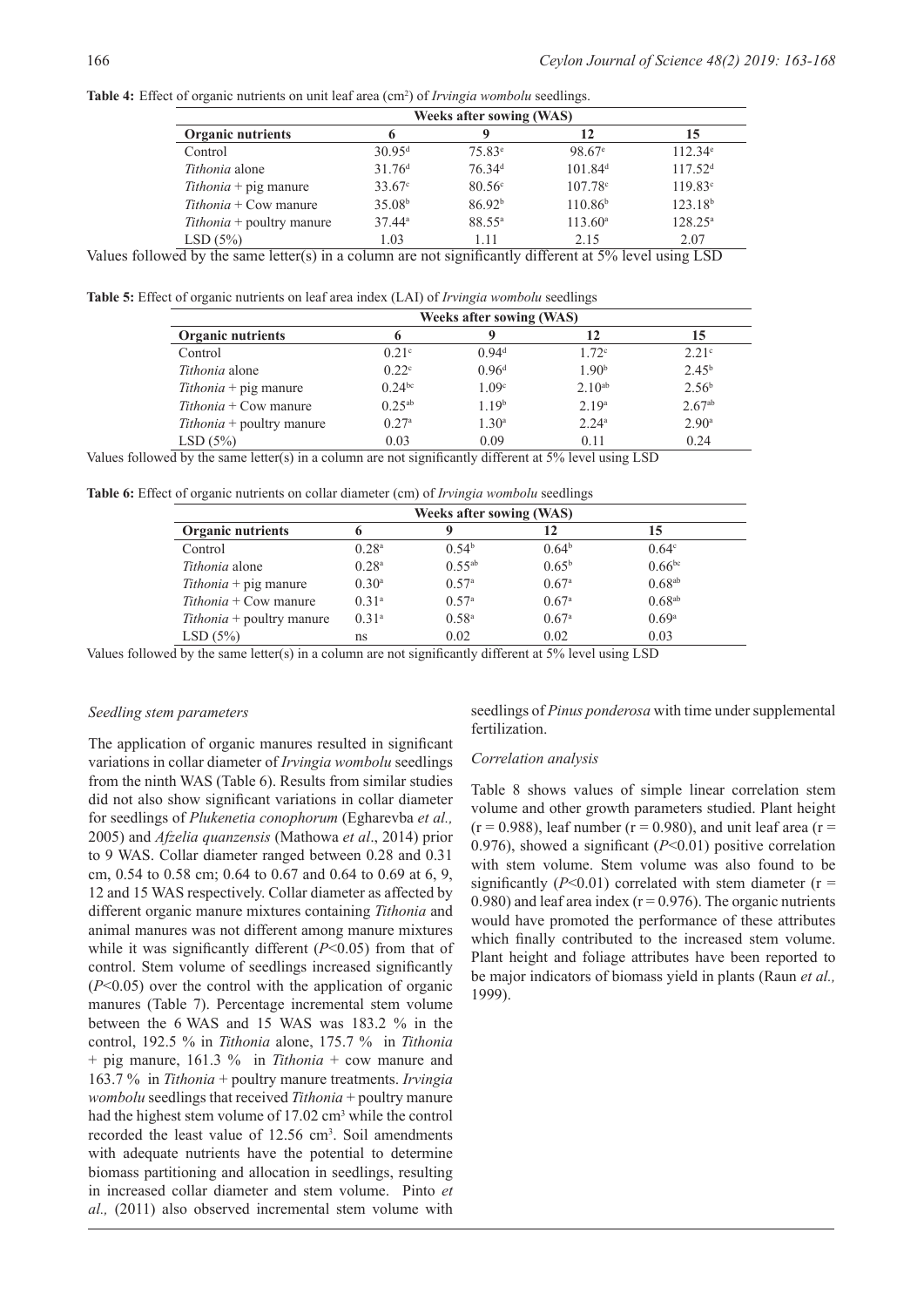**Table 4:** Effect of organic nutrients on unit leaf area ($cm^2$) of *Irvingia wombolu* seedlings.

| | Weeks after sowing (WAS) | | | |
|---|---|---|---|---|
| **Organic nutrients** | **6** | **9** | **12** | **15** |
| Control | 30.95[d] | 75.83[e] | 98.67[e] | 112.34[e] |
| *Tithonia* alone | 31.76[d] | 76.34[d] | 101.84[d] | 117.52[d] |
| *Tithonia* + pig manure | 33.67[c] | 80.56[c] | 107.78[c] | 119.83[c] |
| *Tithonia* + Cow manure | 35.08[b] | 86.92[b] | 110.86[b] | 123.18[b] |
| *Tithonia* + poultry manure | 37.44[a] | 88.55[a] | 113.60[a] | 128.25[a] |
| LSD (5%) | 1.03 | 1.11 | 2.15 | 2.07 |

Values followed by the same letter(s) in a column are not significantly different at 5% level using LSD

**Table 5:** Effect of organic nutrients on leaf area index (LAI) of *Irvingia wombolu* seedlings

| | Weeks after sowing (WAS) | | | |
|---|---|---|---|---|
| **Organic nutrients** | **6** | **9** | **12** | **15** |
| Control | 0.21[c] | 0.94[d] | 1.72[c] | 2.21[c] |
| *Tithonia* alone | 0.22[c] | 0.96[d] | 1.90[b] | 2.45[b] |
| *Tithonia* + pig manure | 0.24[bc] | 1.09[c] | 2.10[ab] | 2.56[b] |
| *Tithonia* + Cow manure | 0.25[ab] | 1.19[b] | 2.19[a] | 2.67[ab] |
| *Tithonia* + poultry manure | 0.27[a] | 1.30[a] | 2.24[a] | 2.90[a] |
| LSD (5%) | 0.03 | 0.09 | 0.11 | 0.24 |

Values followed by the same letter(s) in a column are not significantly different at 5% level using LSD

**Table 6:** Effect of organic nutrients on collar diameter (cm) of *Irvingia wombolu* seedlings

| | Weeks after sowing (WAS) | | | |
|---|---|---|---|---|
| **Organic nutrients** | **6** | **9** | **12** | **15** |
| Control | 0.28[a] | 0.54[b] | 0.64[b] | 0.64[c] |
| *Tithonia* alone | 0.28[a] | 0.55[ab] | 0.65[b] | 0.66[bc] |
| *Tithonia* + pig manure | 0.30[a] | 0.57[a] | 0.67[a] | 0.68[ab] |
| *Tithonia* + Cow manure | 0.31[a] | 0.57[a] | 0.67[a] | 0.68[ab] |
| *Tithonia* + poultry manure | 0.31[a] | 0.58[a] | 0.67[a] | 0.69[a] |
| LSD (5%) | ns | 0.02 | 0.02 | 0.03 |

Values followed by the same letter(s) in a column are not significantly different at 5% level using LSD

*Seedling stem parameters*

The application of organic manures resulted in significant variations in collar diameter of *Irvingia wombolu* seedlings from the ninth WAS (Table 6). Results from similar studies did not also show significant variations in collar diameter for seedlings of *Plukenetia conophorum* (Egharevba *et al.,* 2005) and *Afzelia quanzensis* (Mathowa *et al*., 2014) prior to 9 WAS. Collar diameter ranged between 0.28 and 0.31 cm, 0.54 to 0.58 cm; 0.64 to 0.67 and 0.64 to 0.69 at 6, 9, 12 and 15 WAS respectively. Collar diameter as affected by different organic manure mixtures containing *Tithonia* and animal manures was not different among manure mixtures while it was significantly different ($P$<0.05) from that of control. Stem volume of seedlings increased significantly ($P$<0.05) over the control with the application of organic manures (Table 7). Percentage incremental stem volume between the 6 WAS and 15 WAS was 183.2 % in the control, 192.5 % in *Tithonia* alone, 175.7 % in *Tithonia* + pig manure, 161.3 % in *Tithonia* + cow manure and 163.7 % in *Tithonia* + poultry manure treatments. *Irvingia wombolu* seedlings that received *Tithonia* + poultry manure had the highest stem volume of 17.02 $cm^3$ while the control recorded the least value of 12.56 $cm^3$. Soil amendments with adequate nutrients have the potential to determine biomass partitioning and allocation in seedlings, resulting in increased collar diameter and stem volume. Pinto *et al.,* (2011) also observed incremental stem volume with seedlings of *Pinus ponderosa* with time under supplemental fertilization.

*Correlation analysis*

Table 8 shows values of simple linear correlation stem volume and other growth parameters studied. Plant height (r = 0.988), leaf number (r = 0.980), and unit leaf area (r = 0.976), showed a significant ($P$<0.01) positive correlation with stem volume. Stem volume was also found to be significantly ($P$<0.01) correlated with stem diameter (r = 0.980) and leaf area index (r = 0.976). The organic nutrients would have promoted the performance of these attributes which finally contributed to the increased stem volume. Plant height and foliage attributes have been reported to be major indicators of biomass yield in plants (Raun *et al.,* 1999).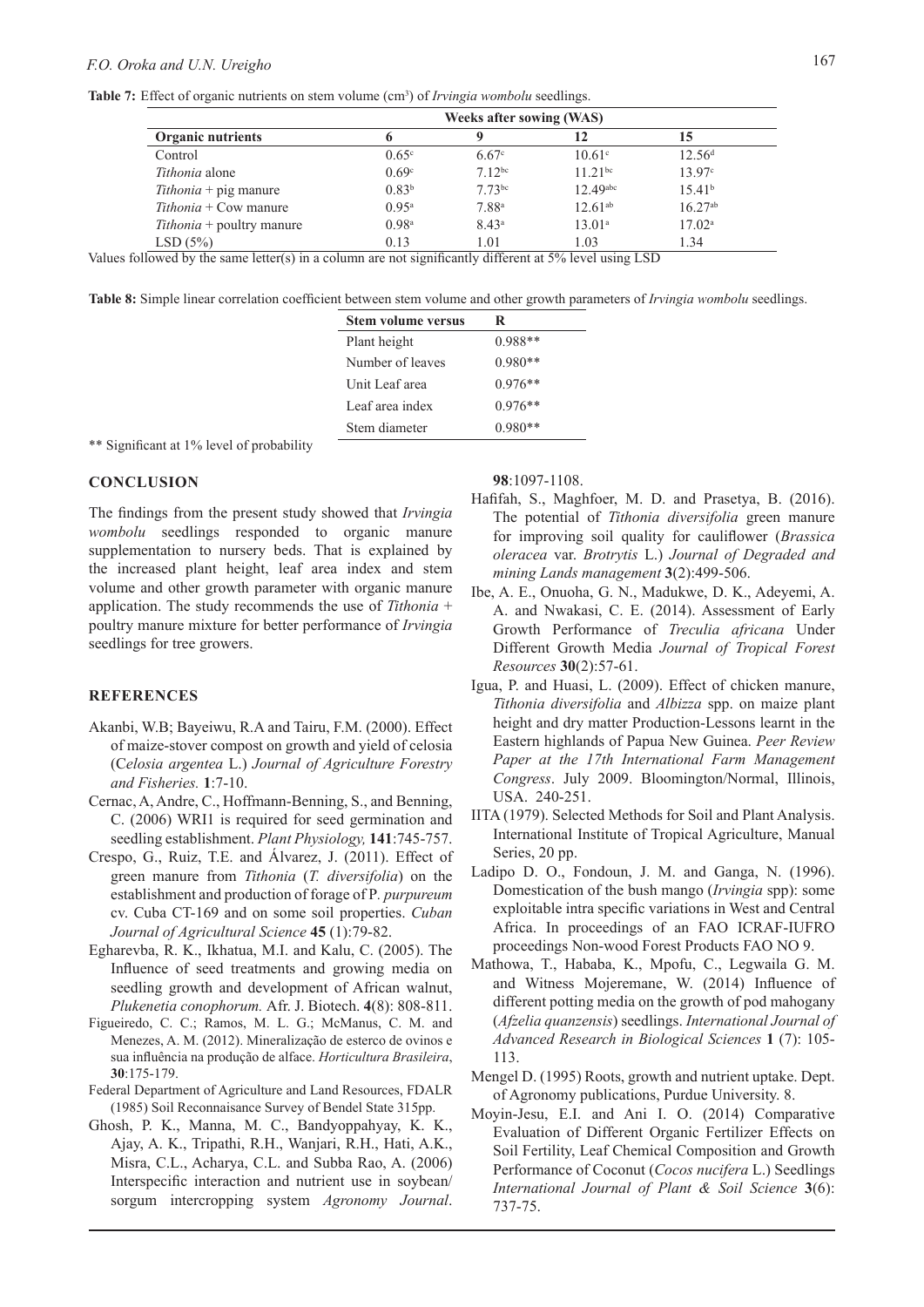**Table 7:** Effect of organic nutrients on stem volume ($cm^3$) of *Irvingia wombolu* seedlings.

| | Weeks after sowing (WAS) | | | |
|---|---|---|---|---|
| **Organic nutrients** | **6** | **9** | **12** | **15** |
| Control | $0.65^{c}$ | $6.67^{c}$ | $10.61^{c}$ | $12.56^{d}$ |
| *Tithonia* alone | $0.69^{c}$ | $7.12^{bc}$ | $11.21^{bc}$ | $13.97^{c}$ |
| *Tithonia* + pig manure | $0.83^{b}$ | $7.73^{bc}$ | $12.49^{abc}$ | $15.41^{b}$ |
| *Tithonia* + Cow manure | $0.95^{a}$ | $7.88^{a}$ | $12.61^{ab}$ | $16.27^{ab}$ |
| *Tithonia* + poultry manure | $0.98^{a}$ | $8.43^{a}$ | $13.01^{a}$ | $17.02^{a}$ |
| LSD (5%) | 0.13 | 1.01 | 1.03 | 1.34 |

Values followed by the same letter(s) in a column are not significantly different at 5% level using LSD

**Table 8:** Simple linear correlation coefficient between stem volume and other growth parameters of *Irvingia wombolu* seedlings.

| Stem volume versus | R |
|---|---|
| Plant height | 0.988** |
| Number of leaves | 0.980** |
| Unit Leaf area | 0.976** |
| Leaf area index | 0.976** |
| Stem diameter | 0.980** |

** Significant at 1% level of probability

## CONCLUSION

The findings from the present study showed that *Irvingia wombolu* seedlings responded to organic manure supplementation to nursery beds. That is explained by the increased plant height, leaf area index and stem volume and other growth parameter with organic manure application. The study recommends the use of *Tithonia* + poultry manure mixture for better performance of *Irvingia* seedlings for tree growers.

## REFERENCES

Akanbi, W.B; Bayeiwu, R.A and Tairu, F.M. (2000). Effect of maize-stover compost on growth and yield of celosia (*Celosia argentea* L.) *Journal of Agriculture Forestry and Fisheries.* **1**:7-10.

Cernac, A, Andre, C., Hoffmann-Benning, S., and Benning, C. (2006) WRI1 is required for seed germination and seedling establishment. *Plant Physiology,* **141**:745-757.

Crespo, G., Ruiz, T.E. and Álvarez, J. (2011). Effect of green manure from *Tithonia* (*T. diversifolia*) on the establishment and production of forage of P. *purpureum* cv. Cuba CT-169 and on some soil properties. *Cuban Journal of Agricultural Science* **45** (1):79-82.

Egharevba, R. K., Ikhatua, M.I. and Kalu, C. (2005). The Influence of seed treatments and growing media on seedling growth and development of African walnut, *Plukenetia conophorum.* Afr. J. Biotech. **4**(8): 808-811.

Figueiredo, C. C.; Ramos, M. L. G.; McManus, C. M. and Menezes, A. M. (2012). Mineralização de esterco de ovinos e sua influência na produção de alface. *Horticultura Brasileira*, **30**:175-179.

Federal Department of Agriculture and Land Resources, FDALR (1985) Soil Reconnaisance Survey of Bendel State 315pp.

Ghosh, P. K., Manna, M. C., Bandyoppahyay, K. K., Ajay, A. K., Tripathi, R.H., Wanjari, R.H., Hati, A.K., Misra, C.L., Acharya, C.L. and Subba Rao, A. (2006) Interspecific interaction and nutrient use in soybean/ sorgum intercropping system *Agronomy Journal*. **98**:1097-1108.

Hafifah, S., Maghfoer, M. D. and Prasetya, B. (2016). The potential of *Tithonia diversifolia* green manure for improving soil quality for cauliflower (*Brassica oleracea* var. *Brotrytis* L.) *Journal of Degraded and mining Lands management* **3**(2):499-506.

Ibe, A. E., Onuoha, G. N., Madukwe, D. K., Adeyemi, A. A. and Nwakasi, C. E. (2014). Assessment of Early Growth Performance of *Treculia africana* Under Different Growth Media *Journal of Tropical Forest Resources* **30**(2):57-61.

Igua, P. and Huasi, L. (2009). Effect of chicken manure, *Tithonia diversifolia* and *Albizza* spp. on maize plant height and dry matter Production-Lessons learnt in the Eastern highlands of Papua New Guinea. *Peer Review Paper at the 17th International Farm Management Congress*. July 2009. Bloomington/Normal, Illinois, USA. 240-251.

IITA (1979). Selected Methods for Soil and Plant Analysis. International Institute of Tropical Agriculture, Manual Series, 20 pp.

Ladipo D. O., Fondoun, J. M. and Ganga, N. (1996). Domestication of the bush mango (*Irvingia* spp): some exploitable intra specific variations in West and Central Africa. In proceedings of an FAO ICRAF-IUFRO proceedings Non-wood Forest Products FAO NO 9.

Mathowa, T., Hababa, K., Mpofu, C., Legwaila G. M. and Witness Mojeremane, W. (2014) Influence of different potting media on the growth of pod mahogany (*Afzelia quanzensis*) seedlings. *International Journal of Advanced Research in Biological Sciences* **1** (7): 105-113.

Mengel D. (1995) Roots, growth and nutrient uptake. Dept. of Agronomy publications, Purdue University. 8.

Moyin-Jesu, E.I. and Ani I. O. (2014) Comparative Evaluation of Different Organic Fertilizer Effects on Soil Fertility, Leaf Chemical Composition and Growth Performance of Coconut (*Cocos nucifera* L.) Seedlings *International Journal of Plant & Soil Science* **3**(6): 737-75.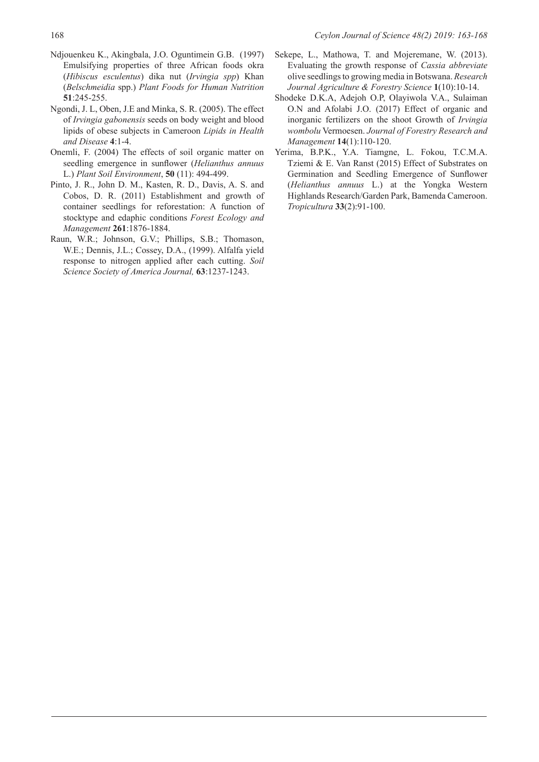Ndjouenkeu K., Akingbala, J.O. Oguntimein G.B. (1997) Emulsifying properties of three African foods okra (*Hibiscus esculentus*) dika nut (*Irvingia spp*) Khan (*Belschmeidia* spp.) *Plant Foods for Human Nutrition* **51**:245-255.

Ngondi, J. L, Oben, J.E and Minka, S. R. (2005). The effect of *Irvingia gabonensis* seeds on body weight and blood lipids of obese subjects in Cameroon *Lipids in Health and Disease* **4**:1-4.

Onemli, F. (2004) The effects of soil organic matter on seedling emergence in sunflower (*Helianthus annuus* L.) *Plant Soil Environment*, **50** (11): 494-499.

Pinto, J. R., John D. M., Kasten, R. D., Davis, A. S. and Cobos, D. R. (2011) Establishment and growth of container seedlings for reforestation: A function of stocktype and edaphic conditions *Forest Ecology and Management* **261**:1876-1884.

Raun, W.R.; Johnson, G.V.; Phillips, S.B.; Thomason, W.E.; Dennis, J.L.; Cossey, D.A., (1999). Alfalfa yield response to nitrogen applied after each cutting. *Soil Science Society of America Journal,* **63**:1237-1243.

Sekepe, L., Mathowa, T. and Mojeremane, W. (2013). Evaluating the growth response of *Cassia abbreviate* olive seedlings to growing media in Botswana. *Research Journal Agriculture & Forestry Science* **1**(10):10-14.

Shodeke D.K.A, Adejoh O.P, Olayiwola V.A., Sulaiman O.N and Afolabi J.O. (2017) Effect of organic and inorganic fertilizers on the shoot Growth of *Irvingia wombolu* Vermoesen. *Journal of Forestry Research and Management* **14**(1):110-120.

Yerima, B.P.K., Y.A. Tiamgne, L. Fokou, T.C.M.A. Tziemi & E. Van Ranst (2015) Effect of Substrates on Germination and Seedling Emergence of Sunflower (*Helianthus annuus* L.) at the Yongka Western Highlands Research/Garden Park, Bamenda Cameroon. *Tropicultura* **33**(2):91-100.